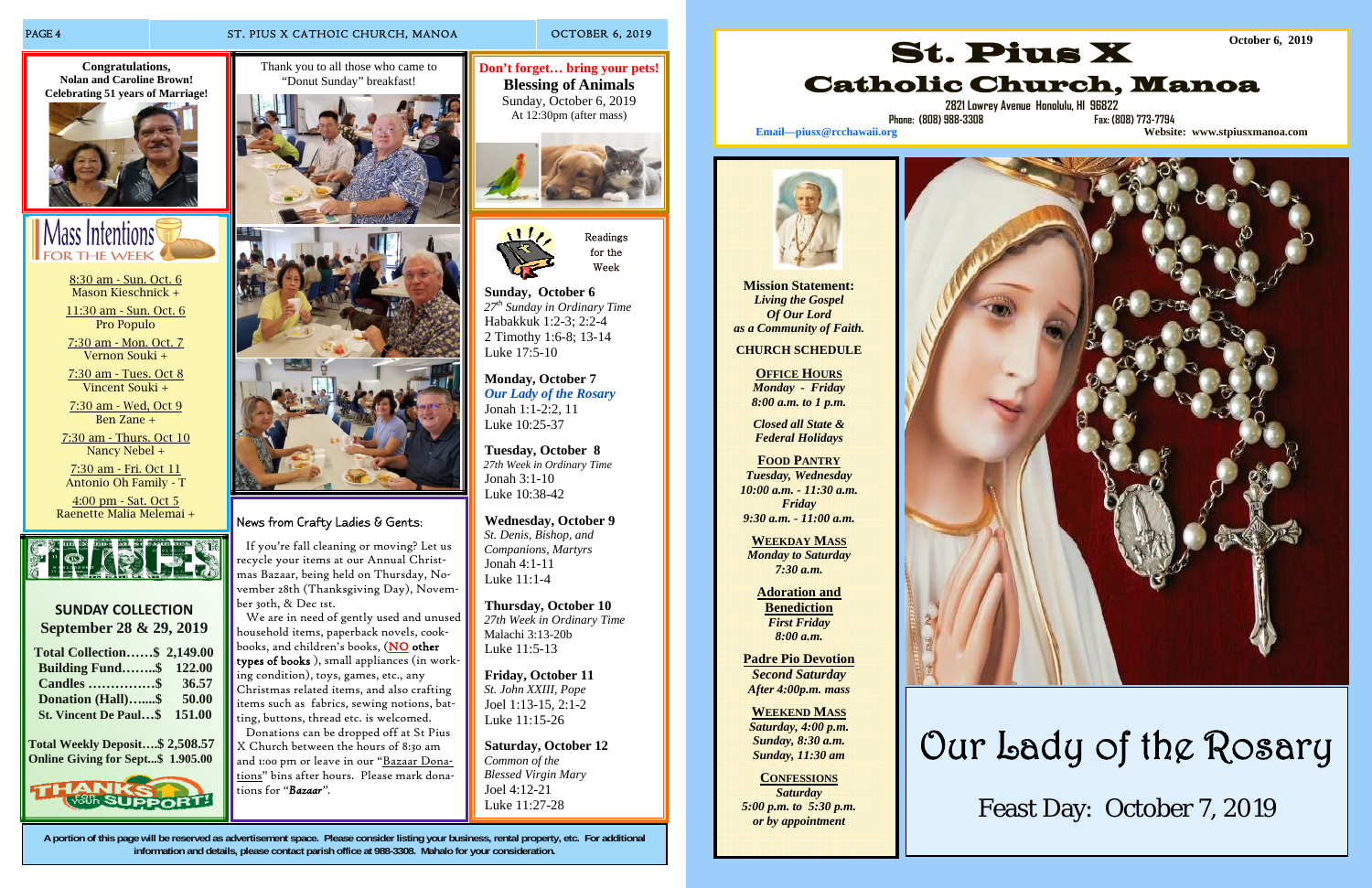Congratulations,
Nolan and Caroline Brown!
Celebrating 51 years of Marriage!

# Mass Intentions FOR THE WEEK

8:30 am - Sun. Oct. 6
Mason Kieschnick +

11:30 am - Sun. Oct. 6
Pro Populo

7:30 am - Mon. Oct. 7
Vernon Souki +

7:30 am - Tues. Oct 8
Vincent Souki +

7:30 am - Wed, Oct 9
Ben Zane +

7:30 am - Thurs. Oct 10
Nancy Nebel +

7:30 am - Fri. Oct 11
Antonio Oh Family - T

4:00 pm - Sat. Oct 5
Raenette Malia Melemai +

# FINANCES

## SUNDAY COLLECTION
### September 28 & 29, 2019

| | |
|---|---|
| Total Collection……$ | 2,149.00 |
| Building Fund……..$ | 122.00 |
| Candles ……………$ | 36.57 |
| Donation (Hall)…....$ | 50.00 |
| St. Vincent De Paul…$ | 151.00 |

Total Weekly Deposit….$ 2,508.57
Online Giving for Sept...$ 1.905.00

THANKS FOR YOUR SUPPORT!

Thank you to all those who came to "Donut Sunday" breakfast!

## News from Crafty Ladies & Gents:

If you're fall cleaning or moving? Let us recycle your items at our Annual Christmas Bazaar, being held on Thursday, November 28th (Thanksgiving Day), November 30th, & Dec 1st.

We are in need of gently used and unused household items, paperback novels, cookbooks, and children's books, (**NO other types of books** ), small appliances (in working condition), toys, games, etc., any Christmas related items, and also crafting items such as fabrics, sewing notions, batting, buttons, thread etc. is welcomed.

Donations can be dropped off at St Pius X Church between the hours of 8:30 am and 1:00 pm or leave in our "Bazaar Donations" bins after hours. Please mark donations for "*Bazaar*".

**Don't forget… bring your pets!**
**Blessing of Animals**
Sunday, October 6, 2019
At 12:30pm (after mass)

## Readings for the Week

**Sunday, October 6**
*27th Sunday in Ordinary Time*
Habakkuk 1:2-3; 2:2-4
2 Timothy 1:6-8; 13-14
Luke 17:5-10

**Monday, October 7**
***Our Lady of the Rosary***
Jonah 1:1-2:2, 11
Luke 10:25-37

**Tuesday, October 8**
*27th Week in Ordinary Time*
Jonah 3:1-10
Luke 10:38-42

**Wednesday, October 9**
*St. Denis, Bishop, and Companions, Martyrs*
Jonah 4:1-11
Luke 11:1-4

**Thursday, October 10**
*27th Week in Ordinary Time*
Malachi 3:13-20b
Luke 11:5-13

**Friday, October 11**
*St. John XXIII, Pope*
Joel 1:13-15, 2:1-2
Luke 11:15-26

**Saturday, October 12**
*Common of the Blessed Virgin Mary*
Joel 4:12-21
Luke 11:27-28

A portion of this page will be reserved as advertisement space. Please consider listing your business, rental property, etc. For additional information and details, please contact parish office at 988-3308. Mahalo for your consideration.

October 6, 2019

# St. Pius X Catholic Church, Manoa

2821 Lowrey Avenue Honolulu, HI 96822
Phone: (808) 988-3308 Fax: (808) 773-7794
Email—piusx@rcchawaii.org Website: www.stpiusxmanoa.com

**Mission Statement:**
*Living the Gospel Of Our Lord as a Community of Faith.*

**CHURCH SCHEDULE**

**OFFICE HOURS**
*Monday - Friday 8:00 a.m. to 1 p.m.*

*Closed all State & Federal Holidays*

**FOOD PANTRY**
*Tuesday, Wednesday 10:00 a.m. - 11:30 a.m.*
*Friday 9:30 a.m. - 11:00 a.m.*

**WEEKDAY MASS**
*Monday to Saturday 7:30 a.m.*

**Adoration and Benediction**
*First Friday 8:00 a.m.*

**Padre Pio Devotion**
*Second Saturday After 4:00p.m. mass*

**WEEKEND MASS**
*Saturday, 4:00 p.m.*
*Sunday, 8:30 a.m.*
*Sunday, 11:30 am*

**CONFESSIONS**
*Saturday 5:00 p.m. to 5:30 p.m. or by appointment*

# Our Lady of the Rosary

Feast Day: October 7, 2019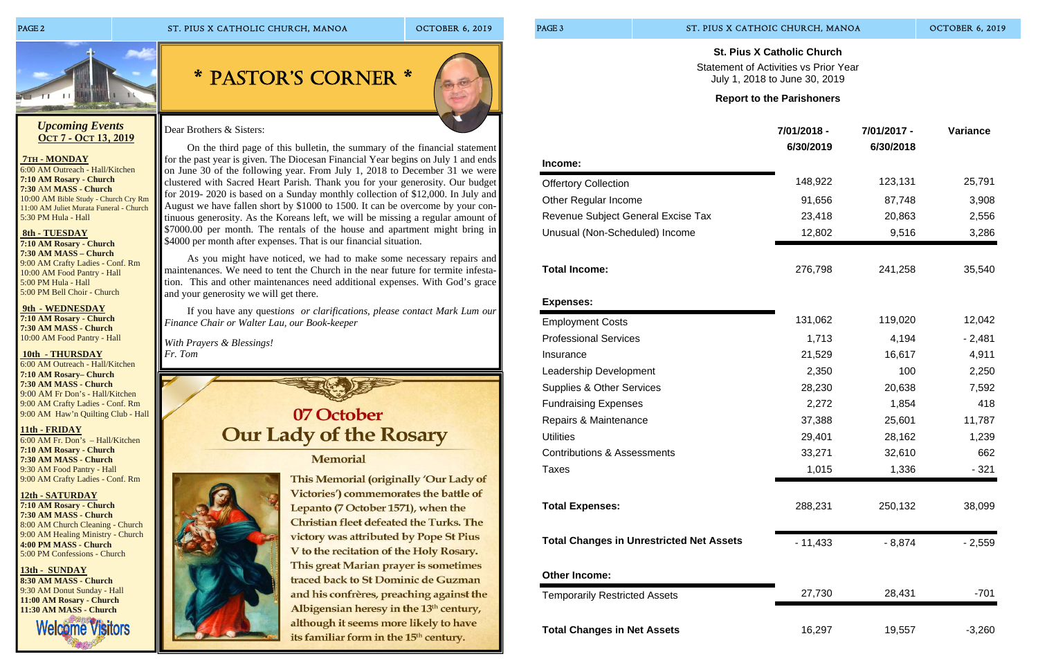## Upcoming Events
**Oct 7 - Oct 13, 2019**

**7th - MONDAY**
6:00 AM Outreach - Hall/Kitchen
**7:10 AM Rosary - Church**
**7:30 AM MASS - Church**
10:00 AM Bible Study - Church Cry Rm
11:00 AM Juliet Murata Funeral - Church
5:30 PM Hula - Hall

**8th - TUESDAY**
**7:10 AM Rosary - Church**
**7:30 AM MASS – Church**
9:00 AM Crafty Ladies - Conf. Rm
10:00 AM Food Pantry - Hall
5:00 PM Hula - Hall
5:00 PM Bell Choir - Church

**9th - WEDNESDAY**
**7:10 AM Rosary - Church**
**7:30 AM MASS - Church**
10:00 AM Food Pantry - Hall

**10th - THURSDAY**
6:00 AM Outreach - Hall/Kitchen
**7:10 AM Rosary– Church**
**7:30 AM MASS - Church**
9:00 AM Fr Don's - Hall/Kitchen
9:00 AM Crafty Ladies - Conf. Rm
9:00 AM Haw'n Quilting Club - Hall

**11th - FRIDAY**
6:00 AM Fr. Don's – Hall/Kitchen
**7:10 AM Rosary - Church**
**7:30 AM MASS - Church**
9:30 AM Food Pantry - Hall
9:00 AM Crafty Ladies - Conf. Rm

**12th - SATURDAY**
**7:10 AM Rosary - Church**
**7:30 AM MASS - Church**
8:00 AM Church Cleaning - Church
9:00 AM Healing Ministry - Church
**4:00 PM MASS - Church**
5:00 PM Confessions - Church

**13th - SUNDAY**
**8:30 AM MASS - Church**
9:30 AM Donut Sunday - Hall
**11:00 AM Rosary - Church**
**11:30 AM MASS - Church**

Welcome Visitors

# * PASTOR'S CORNER *

Dear Brothers & Sisters:

On the third page of this bulletin, the summary of the financial statement for the past year is given. The Diocesan Financial Year begins on July 1 and ends on June 30 of the following year. From July 1, 2018 to December 31 we were clustered with Sacred Heart Parish. Thank you for your generosity. Our budget for 2019- 2020 is based on a Sunday monthly collection of $12,000. In July and August we have fallen short by $1000 to 1500. It can be overcome by your continuous generosity. As the Koreans left, we will be missing a regular amount of $7000.00 per month. The rentals of the house and apartment might bring in $4000 per month after expenses. That is our financial situation.

As you might have noticed, we had to make some necessary repairs and maintenances. We need to tent the Church in the near future for termite infestation. This and other maintenances need additional expenses. With God's grace and your generosity we will get there.

If you have any quest*ions or clarifications, please contact Mark Lum our Finance Chair or Walter Lau, our Book-keeper*

*With Prayers & Blessings!*
*Fr. Tom*

## 07 October
## Our Lady of the Rosary
### Memorial

This Memorial (originally 'Our Lady of Victories') commemorates the battle of Lepanto (7 October 1571), when the Christian fleet defeated the Turks. The victory was attributed by Pope St Pius V to the recitation of the Holy Rosary. This great Marian prayer is sometimes traced back to St Dominic de Guzman and his confrères, preaching against the Albigensian heresy in the 13th century, although it seems more likely to have its familiar form in the 15th century.

**St. Pius X Catholic Church**
Statement of Activities vs Prior Year
July 1, 2018 to June 30, 2019

**Report to the Parishoners**

| | 7/01/2018 - 6/30/2019 | 7/01/2017 - 6/30/2018 | Variance |
|---|---|---|---|
| **Income:** | | | |
| Offertory Collection | 148,922 | 123,131 | 25,791 |
| Other Regular Income | 91,656 | 87,748 | 3,908 |
| Revenue Subject General Excise Tax | 23,418 | 20,863 | 2,556 |
| Unusual (Non-Scheduled) Income | 12,802 | 9,516 | 3,286 |
| **Total Income:** | 276,798 | 241,258 | 35,540 |
| **Expenses:** | | | |
| Employment Costs | 131,062 | 119,020 | 12,042 |
| Professional Services | 1,713 | 4,194 | - 2,481 |
| Insurance | 21,529 | 16,617 | 4,911 |
| Leadership Development | 2,350 | 100 | 2,250 |
| Supplies & Other Services | 28,230 | 20,638 | 7,592 |
| Fundraising Expenses | 2,272 | 1,854 | 418 |
| Repairs & Maintenance | 37,388 | 25,601 | 11,787 |
| Utilities | 29,401 | 28,162 | 1,239 |
| Contributions & Assessments | 33,271 | 32,610 | 662 |
| Taxes | 1,015 | 1,336 | - 321 |
| **Total Expenses:** | 288,231 | 250,132 | 38,099 |
| **Total Changes in Unrestricted Net Assets** | - 11,433 | - 8,874 | - 2,559 |
| **Other Income:** | | | |
| Temporarily Restricted Assets | 27,730 | 28,431 | -701 |
| **Total Changes in Net Assets** | 16,297 | 19,557 | -3,260 |